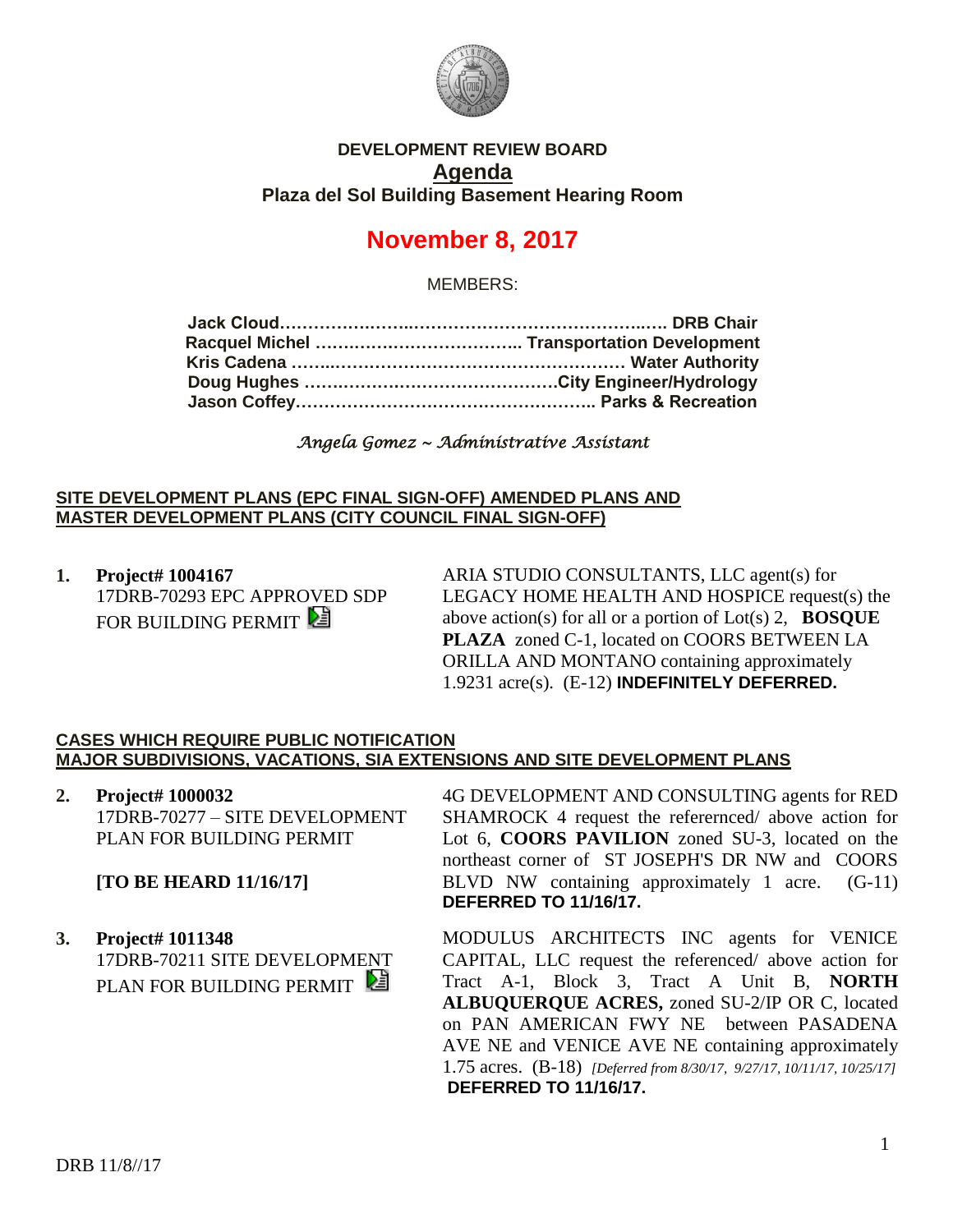**DEVELOPMENT REVIEW BOARD**

# Agenda

**Plaza del Sol Building Basement Hearing Room**

## November 8, 2017

MEMBERS:

**Jack Cloud……………..…..……………………………..….. DRB Chair**
**Racquel Michel ……………………………….. Transportation Development**
**Kris Cadena ……..………………………………………… Water Authority**
**Doug Hughes …………..…………………………City Engineer/Hydrology**
**Jason Coffey……………………………………….. Parks & Recreation**

*Angela Gomez ~ Administrative Assistant*

**SITE DEVELOPMENT PLANS (EPC FINAL SIGN-OFF) AMENDED PLANS AND MASTER DEVELOPMENT PLANS (CITY COUNCIL FINAL SIGN-OFF)**

**1. Project# 1004167**
17DRB-70293 EPC APPROVED SDP FOR BUILDING PERMIT

ARIA STUDIO CONSULTANTS, LLC agent(s) for LEGACY HOME HEALTH AND HOSPICE request(s) the above action(s) for all or a portion of Lot(s) 2, **BOSQUE PLAZA** zoned C-1, located on COORS BETWEEN LA ORILLA AND MONTANO containing approximately 1.9231 acre(s). (E-12) **INDEFINITELY DEFERRED.**

**CASES WHICH REQUIRE PUBLIC NOTIFICATION MAJOR SUBDIVISIONS, VACATIONS, SIA EXTENSIONS AND SITE DEVELOPMENT PLANS**

**2. Project# 1000032**
17DRB-70277 – SITE DEVELOPMENT PLAN FOR BUILDING PERMIT

**[TO BE HEARD 11/16/17]**

4G DEVELOPMENT AND CONSULTING agents for RED SHAMROCK 4 request the referernced/ above action for Lot 6, **COORS PAVILION** zoned SU-3, located on the northeast corner of ST JOSEPH'S DR NW and COORS BLVD NW containing approximately 1 acre. (G-11) **DEFERRED TO 11/16/17.**

**3. Project# 1011348**
17DRB-70211 SITE DEVELOPMENT PLAN FOR BUILDING PERMIT

MODULUS ARCHITECTS INC agents for VENICE CAPITAL, LLC request the referenced/ above action for Tract A-1, Block 3, Tract A Unit B, **NORTH ALBUQUERQUE ACRES,** zoned SU-2/IP OR C, located on PAN AMERICAN FWY NE between PASADENA AVE NE and VENICE AVE NE containing approximately 1.75 acres. (B-18) *[Deferred from 8/30/17, 9/27/17, 10/11/17, 10/25/17]* **DEFERRED TO 11/16/17.**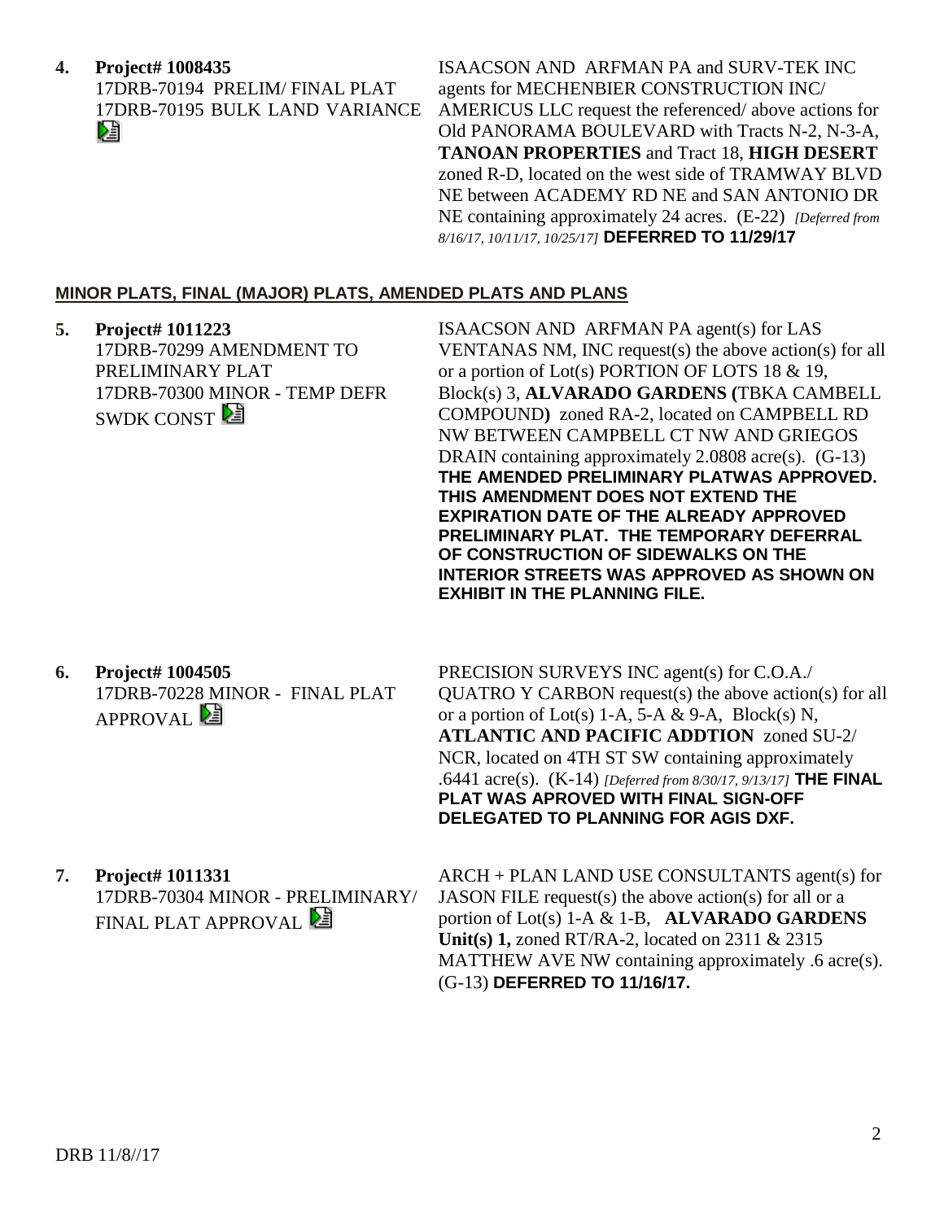**4.** **Project# 1008435**
17DRB-70194 PRELIM/ FINAL PLAT
17DRB-70195 BULK LAND VARIANCE

ISAACSON AND ARFMAN PA and SURV-TEK INC agents for MECHENBIER CONSTRUCTION INC/ AMERICUS LLC request the referenced/ above actions for Old PANORAMA BOULEVARD with Tracts N-2, N-3-A, **TANOAN PROPERTIES** and Tract 18, **HIGH DESERT** zoned R-D, located on the west side of TRAMWAY BLVD NE between ACADEMY RD NE and SAN ANTONIO DR NE containing approximately 24 acres. (E-22) *[Deferred from 8/16/17, 10/11/17, 10/25/17]* **DEFERRED TO 11/29/17**

**MINOR PLATS, FINAL (MAJOR) PLATS, AMENDED PLATS AND PLANS**

**5.** **Project# 1011223**
17DRB-70299 AMENDMENT TO PRELIMINARY PLAT
17DRB-70300 MINOR - TEMP DEFR SWDK CONST

ISAACSON AND ARFMAN PA agent(s) for LAS VENTANAS NM, INC request(s) the above action(s) for all or a portion of Lot(s) PORTION OF LOTS 18 & 19, Block(s) 3, **ALVARADO GARDENS (**TBKA CAMBELL COMPOUND**)** zoned RA-2, located on CAMPBELL RD NW BETWEEN CAMPBELL CT NW AND GRIEGOS DRAIN containing approximately 2.0808 acre(s). (G-13) **THE AMENDED PRELIMINARY PLATWAS APPROVED. THIS AMENDMENT DOES NOT EXTEND THE EXPIRATION DATE OF THE ALREADY APPROVED PRELIMINARY PLAT. THE TEMPORARY DEFERRAL OF CONSTRUCTION OF SIDEWALKS ON THE INTERIOR STREETS WAS APPROVED AS SHOWN ON EXHIBIT IN THE PLANNING FILE.**

**6.** **Project# 1004505**
17DRB-70228 MINOR - FINAL PLAT APPROVAL

PRECISION SURVEYS INC agent(s) for C.O.A./ QUATRO Y CARBON request(s) the above action(s) for all or a portion of Lot(s) 1-A, 5-A & 9-A, Block(s) N, **ATLANTIC AND PACIFIC ADDTION** zoned SU-2/ NCR, located on 4TH ST SW containing approximately .6441 acre(s). (K-14) *[Deferred from 8/30/17, 9/13/17]* **THE FINAL PLAT WAS APROVED WITH FINAL SIGN-OFF DELEGATED TO PLANNING FOR AGIS DXF.**

**7.** **Project# 1011331**
17DRB-70304 MINOR - PRELIMINARY/ FINAL PLAT APPROVAL

ARCH + PLAN LAND USE CONSULTANTS agent(s) for JASON FILE request(s) the above action(s) for all or a portion of Lot(s) 1-A & 1-B, **ALVARADO GARDENS Unit(s) 1,** zoned RT/RA-2, located on 2311 & 2315 MATTHEW AVE NW containing approximately .6 acre(s). (G-13) **DEFERRED TO 11/16/17.**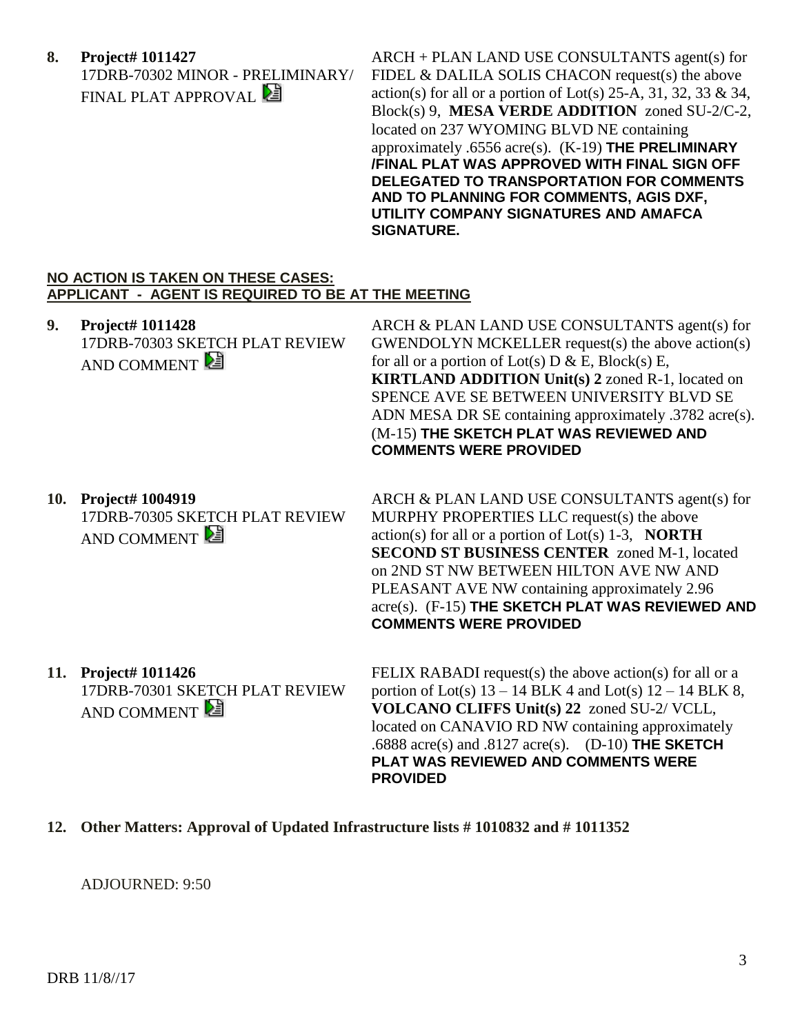**8. Project# 1011427**
17DRB-70302 MINOR - PRELIMINARY/ FINAL PLAT APPROVAL

ARCH + PLAN LAND USE CONSULTANTS agent(s) for FIDEL & DALILA SOLIS CHACON request(s) the above action(s) for all or a portion of Lot(s) 25-A, 31, 32, 33 & 34, Block(s) 9, **MESA VERDE ADDITION** zoned SU-2/C-2, located on 237 WYOMING BLVD NE containing approximately .6556 acre(s). (K-19) **THE PRELIMINARY /FINAL PLAT WAS APPROVED WITH FINAL SIGN OFF DELEGATED TO TRANSPORTATION FOR COMMENTS AND TO PLANNING FOR COMMENTS, AGIS DXF, UTILITY COMPANY SIGNATURES AND AMAFCA SIGNATURE.**

**NO ACTION IS TAKEN ON THESE CASES:**
**APPLICANT - AGENT IS REQUIRED TO BE AT THE MEETING**

**9. Project# 1011428**
17DRB-70303 SKETCH PLAT REVIEW AND COMMENT

ARCH & PLAN LAND USE CONSULTANTS agent(s) for GWENDOLYN MCKELLER request(s) the above action(s) for all or a portion of Lot(s) D & E, Block(s) E, **KIRTLAND ADDITION Unit(s) 2** zoned R-1, located on SPENCE AVE SE BETWEEN UNIVERSITY BLVD SE ADN MESA DR SE containing approximately .3782 acre(s). (M-15) **THE SKETCH PLAT WAS REVIEWED AND COMMENTS WERE PROVIDED**

**10. Project# 1004919**
17DRB-70305 SKETCH PLAT REVIEW AND COMMENT

ARCH & PLAN LAND USE CONSULTANTS agent(s) for MURPHY PROPERTIES LLC request(s) the above action(s) for all or a portion of Lot(s) 1-3, **NORTH SECOND ST BUSINESS CENTER** zoned M-1, located on 2ND ST NW BETWEEN HILTON AVE NW AND PLEASANT AVE NW containing approximately 2.96 acre(s). (F-15) **THE SKETCH PLAT WAS REVIEWED AND COMMENTS WERE PROVIDED**

**11. Project# 1011426**
17DRB-70301 SKETCH PLAT REVIEW AND COMMENT

FELIX RABADI request(s) the above action(s) for all or a portion of Lot(s) 13 – 14 BLK 4 and Lot(s) 12 – 14 BLK 8, **VOLCANO CLIFFS Unit(s) 22** zoned SU-2/ VCLL, located on CANAVIO RD NW containing approximately .6888 acre(s) and .8127 acre(s). (D-10) **THE SKETCH PLAT WAS REVIEWED AND COMMENTS WERE PROVIDED**

**12. Other Matters: Approval of Updated Infrastructure lists # 1010832 and # 1011352**

ADJOURNED: 9:50